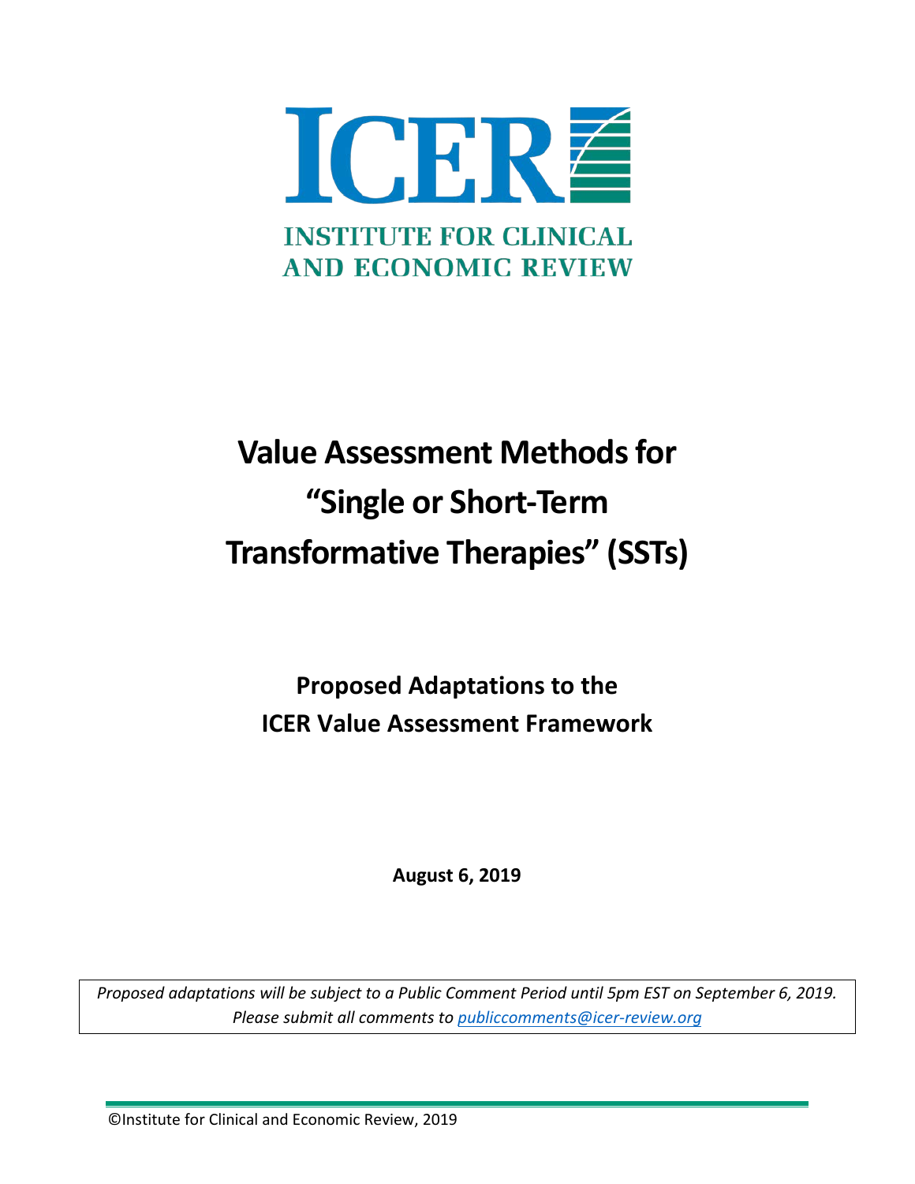ICER

INSTITUTE FOR CLINICAL AND ECONOMIC REVIEW

# Value Assessment Methods for "Single or Short-Term Transformative Therapies" (SSTs)

## Proposed Adaptations to the ICER Value Assessment Framework

**August 6, 2019**

*Proposed adaptations will be subject to a Public Comment Period until 5pm EST on September 6, 2019. Please submit all comments to publiccomments@icer-review.org*

©Institute for Clinical and Economic Review, 2019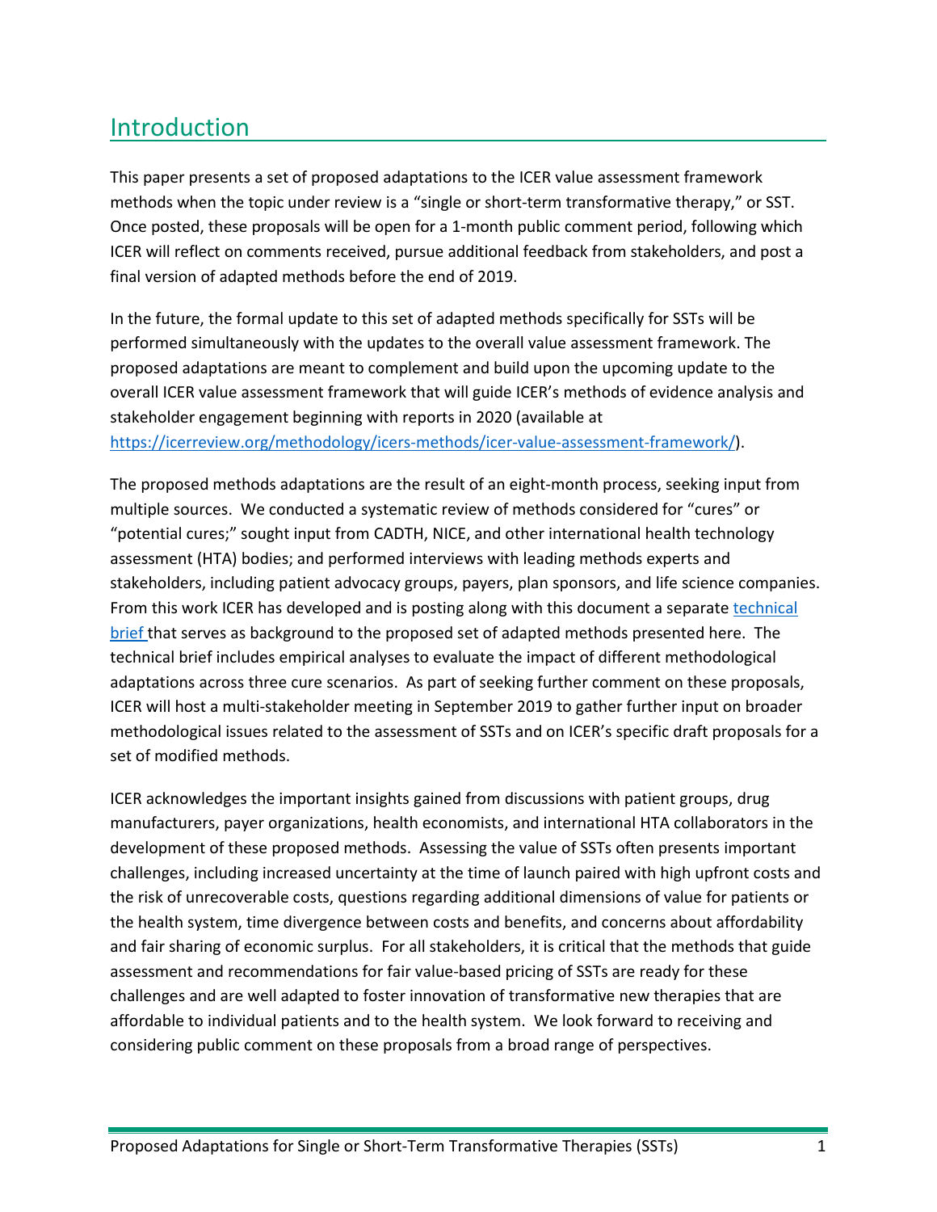# Introduction

This paper presents a set of proposed adaptations to the ICER value assessment framework methods when the topic under review is a "single or short-term transformative therapy," or SST. Once posted, these proposals will be open for a 1-month public comment period, following which ICER will reflect on comments received, pursue additional feedback from stakeholders, and post a final version of adapted methods before the end of 2019.

In the future, the formal update to this set of adapted methods specifically for SSTs will be performed simultaneously with the updates to the overall value assessment framework. The proposed adaptations are meant to complement and build upon the upcoming update to the overall ICER value assessment framework that will guide ICER's methods of evidence analysis and stakeholder engagement beginning with reports in 2020 (available at https://icerreview.org/methodology/icers-methods/icer-value-assessment-framework/).

The proposed methods adaptations are the result of an eight-month process, seeking input from multiple sources. We conducted a systematic review of methods considered for "cures" or "potential cures;" sought input from CADTH, NICE, and other international health technology assessment (HTA) bodies; and performed interviews with leading methods experts and stakeholders, including patient advocacy groups, payers, plan sponsors, and life science companies. From this work ICER has developed and is posting along with this document a separate technical brief that serves as background to the proposed set of adapted methods presented here. The technical brief includes empirical analyses to evaluate the impact of different methodological adaptations across three cure scenarios. As part of seeking further comment on these proposals, ICER will host a multi-stakeholder meeting in September 2019 to gather further input on broader methodological issues related to the assessment of SSTs and on ICER's specific draft proposals for a set of modified methods.

ICER acknowledges the important insights gained from discussions with patient groups, drug manufacturers, payer organizations, health economists, and international HTA collaborators in the development of these proposed methods. Assessing the value of SSTs often presents important challenges, including increased uncertainty at the time of launch paired with high upfront costs and the risk of unrecoverable costs, questions regarding additional dimensions of value for patients or the health system, time divergence between costs and benefits, and concerns about affordability and fair sharing of economic surplus. For all stakeholders, it is critical that the methods that guide assessment and recommendations for fair value-based pricing of SSTs are ready for these challenges and are well adapted to foster innovation of transformative new therapies that are affordable to individual patients and to the health system. We look forward to receiving and considering public comment on these proposals from a broad range of perspectives.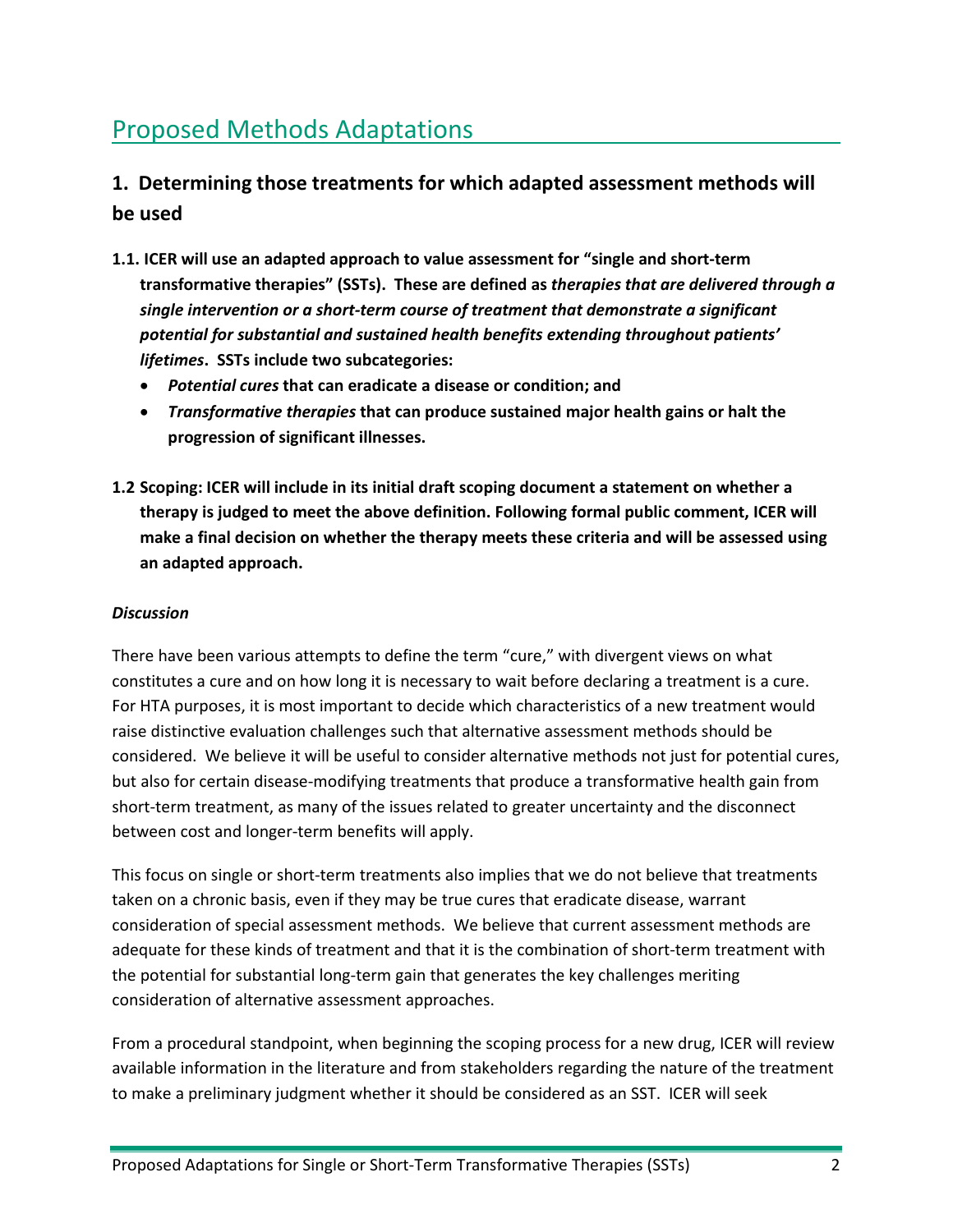# Proposed Methods Adaptations

## 1. Determining those treatments for which adapted assessment methods will be used

**1.1. ICER will use an adapted approach to value assessment for "single and short-term transformative therapies" (SSTs). These are defined as *therapies that are delivered through a single intervention or a short-term course of treatment that demonstrate a significant potential for substantial and sustained health benefits extending throughout patients' lifetimes*. SSTs include two subcategories:**

- ***Potential cures* that can eradicate a disease or condition; and**
- ***Transformative therapies* that can produce sustained major health gains or halt the progression of significant illnesses.**

**1.2 Scoping: ICER will include in its initial draft scoping document a statement on whether a therapy is judged to meet the above definition. Following formal public comment, ICER will make a final decision on whether the therapy meets these criteria and will be assessed using an adapted approach.**

***Discussion***

There have been various attempts to define the term "cure," with divergent views on what constitutes a cure and on how long it is necessary to wait before declaring a treatment is a cure. For HTA purposes, it is most important to decide which characteristics of a new treatment would raise distinctive evaluation challenges such that alternative assessment methods should be considered. We believe it will be useful to consider alternative methods not just for potential cures, but also for certain disease-modifying treatments that produce a transformative health gain from short-term treatment, as many of the issues related to greater uncertainty and the disconnect between cost and longer-term benefits will apply.

This focus on single or short-term treatments also implies that we do not believe that treatments taken on a chronic basis, even if they may be true cures that eradicate disease, warrant consideration of special assessment methods. We believe that current assessment methods are adequate for these kinds of treatment and that it is the combination of short-term treatment with the potential for substantial long-term gain that generates the key challenges meriting consideration of alternative assessment approaches.

From a procedural standpoint, when beginning the scoping process for a new drug, ICER will review available information in the literature and from stakeholders regarding the nature of the treatment to make a preliminary judgment whether it should be considered as an SST. ICER will seek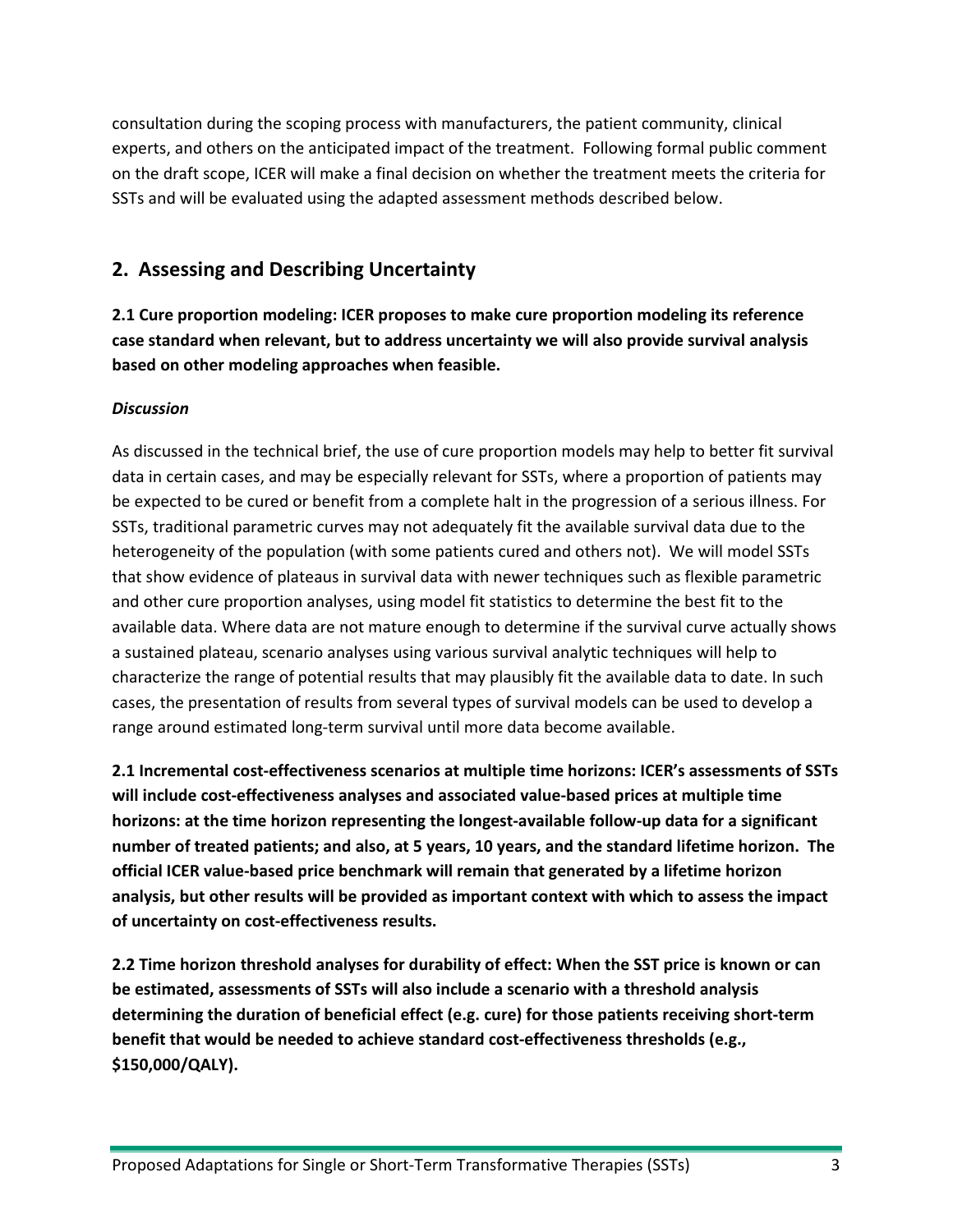consultation during the scoping process with manufacturers, the patient community, clinical experts, and others on the anticipated impact of the treatment. Following formal public comment on the draft scope, ICER will make a final decision on whether the treatment meets the criteria for SSTs and will be evaluated using the adapted assessment methods described below.

## 2. Assessing and Describing Uncertainty

**2.1 Cure proportion modeling: ICER proposes to make cure proportion modeling its reference case standard when relevant, but to address uncertainty we will also provide survival analysis based on other modeling approaches when feasible.**

***Discussion***

As discussed in the technical brief, the use of cure proportion models may help to better fit survival data in certain cases, and may be especially relevant for SSTs, where a proportion of patients may be expected to be cured or benefit from a complete halt in the progression of a serious illness. For SSTs, traditional parametric curves may not adequately fit the available survival data due to the heterogeneity of the population (with some patients cured and others not). We will model SSTs that show evidence of plateaus in survival data with newer techniques such as flexible parametric and other cure proportion analyses, using model fit statistics to determine the best fit to the available data. Where data are not mature enough to determine if the survival curve actually shows a sustained plateau, scenario analyses using various survival analytic techniques will help to characterize the range of potential results that may plausibly fit the available data to date. In such cases, the presentation of results from several types of survival models can be used to develop a range around estimated long-term survival until more data become available.

**2.1 Incremental cost-effectiveness scenarios at multiple time horizons: ICER's assessments of SSTs will include cost-effectiveness analyses and associated value-based prices at multiple time horizons: at the time horizon representing the longest-available follow-up data for a significant number of treated patients; and also, at 5 years, 10 years, and the standard lifetime horizon. The official ICER value-based price benchmark will remain that generated by a lifetime horizon analysis, but other results will be provided as important context with which to assess the impact of uncertainty on cost-effectiveness results.**

**2.2 Time horizon threshold analyses for durability of effect: When the SST price is known or can be estimated, assessments of SSTs will also include a scenario with a threshold analysis determining the duration of beneficial effect (e.g. cure) for those patients receiving short-term benefit that would be needed to achieve standard cost-effectiveness thresholds (e.g., $150,000/QALY).**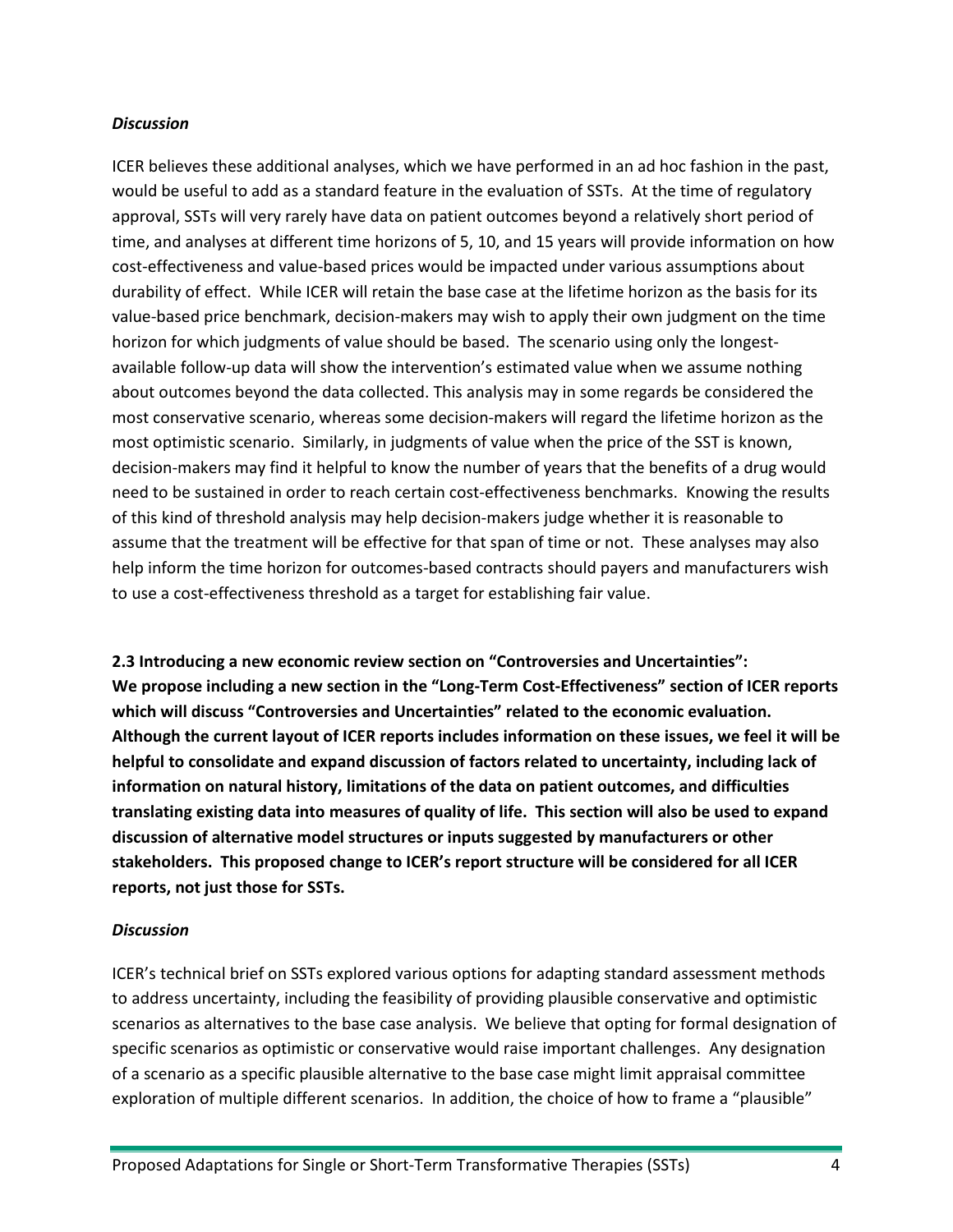*Discussion*

ICER believes these additional analyses, which we have performed in an ad hoc fashion in the past, would be useful to add as a standard feature in the evaluation of SSTs. At the time of regulatory approval, SSTs will very rarely have data on patient outcomes beyond a relatively short period of time, and analyses at different time horizons of 5, 10, and 15 years will provide information on how cost-effectiveness and value-based prices would be impacted under various assumptions about durability of effect. While ICER will retain the base case at the lifetime horizon as the basis for its value-based price benchmark, decision-makers may wish to apply their own judgment on the time horizon for which judgments of value should be based. The scenario using only the longest-available follow-up data will show the intervention's estimated value when we assume nothing about outcomes beyond the data collected. This analysis may in some regards be considered the most conservative scenario, whereas some decision-makers will regard the lifetime horizon as the most optimistic scenario. Similarly, in judgments of value when the price of the SST is known, decision-makers may find it helpful to know the number of years that the benefits of a drug would need to be sustained in order to reach certain cost-effectiveness benchmarks. Knowing the results of this kind of threshold analysis may help decision-makers judge whether it is reasonable to assume that the treatment will be effective for that span of time or not. These analyses may also help inform the time horizon for outcomes-based contracts should payers and manufacturers wish to use a cost-effectiveness threshold as a target for establishing fair value.

**2.3 Introducing a new economic review section on "Controversies and Uncertainties": We propose including a new section in the "Long-Term Cost-Effectiveness" section of ICER reports which will discuss "Controversies and Uncertainties" related to the economic evaluation. Although the current layout of ICER reports includes information on these issues, we feel it will be helpful to consolidate and expand discussion of factors related to uncertainty, including lack of information on natural history, limitations of the data on patient outcomes, and difficulties translating existing data into measures of quality of life. This section will also be used to expand discussion of alternative model structures or inputs suggested by manufacturers or other stakeholders. This proposed change to ICER's report structure will be considered for all ICER reports, not just those for SSTs.**

*Discussion*

ICER's technical brief on SSTs explored various options for adapting standard assessment methods to address uncertainty, including the feasibility of providing plausible conservative and optimistic scenarios as alternatives to the base case analysis. We believe that opting for formal designation of specific scenarios as optimistic or conservative would raise important challenges. Any designation of a scenario as a specific plausible alternative to the base case might limit appraisal committee exploration of multiple different scenarios. In addition, the choice of how to frame a "plausible"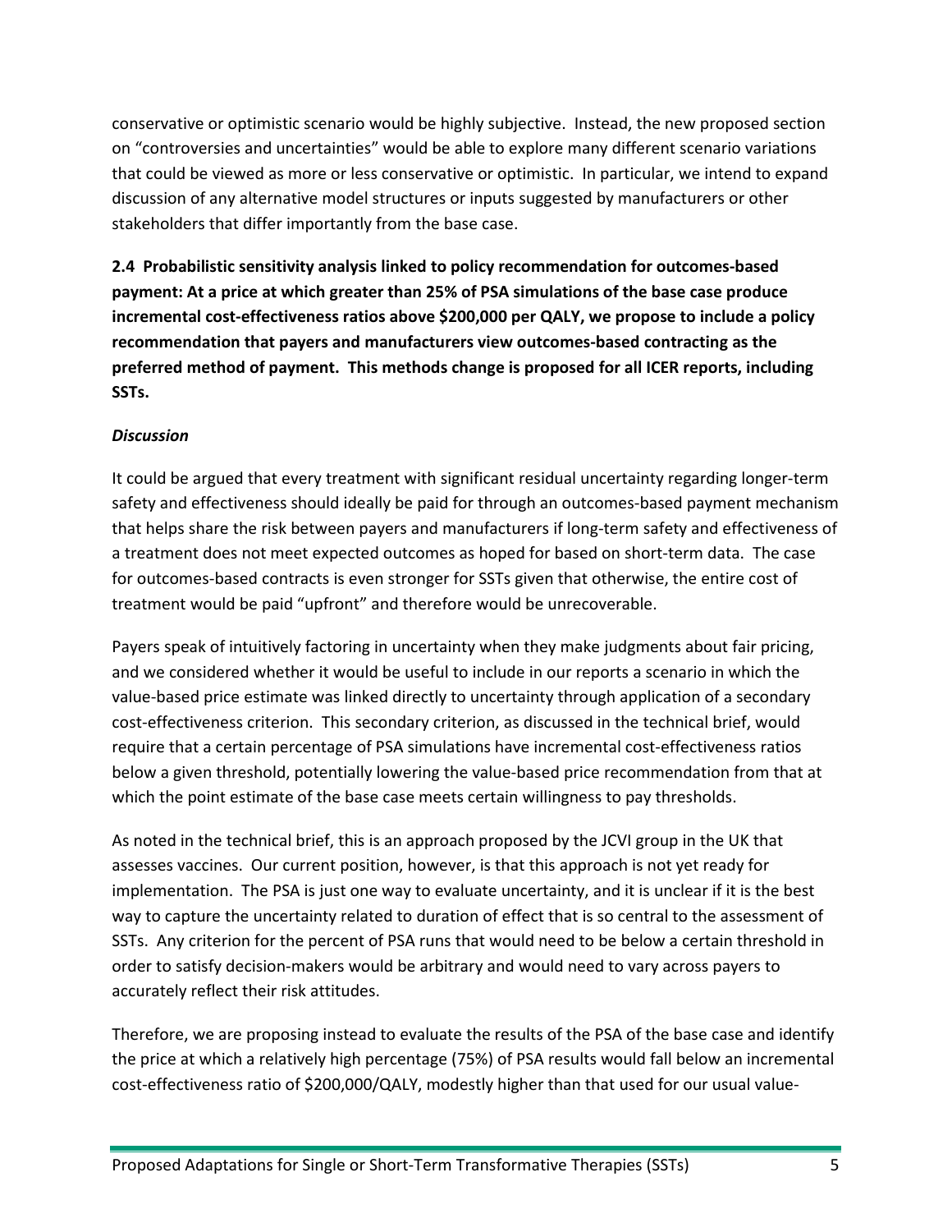conservative or optimistic scenario would be highly subjective. Instead, the new proposed section on "controversies and uncertainties" would be able to explore many different scenario variations that could be viewed as more or less conservative or optimistic. In particular, we intend to expand discussion of any alternative model structures or inputs suggested by manufacturers or other stakeholders that differ importantly from the base case.

**2.4 Probabilistic sensitivity analysis linked to policy recommendation for outcomes-based payment: At a price at which greater than 25% of PSA simulations of the base case produce incremental cost-effectiveness ratios above $200,000 per QALY, we propose to include a policy recommendation that payers and manufacturers view outcomes-based contracting as the preferred method of payment. This methods change is proposed for all ICER reports, including SSTs.**

***Discussion***

It could be argued that every treatment with significant residual uncertainty regarding longer-term safety and effectiveness should ideally be paid for through an outcomes-based payment mechanism that helps share the risk between payers and manufacturers if long-term safety and effectiveness of a treatment does not meet expected outcomes as hoped for based on short-term data. The case for outcomes-based contracts is even stronger for SSTs given that otherwise, the entire cost of treatment would be paid "upfront" and therefore would be unrecoverable.

Payers speak of intuitively factoring in uncertainty when they make judgments about fair pricing, and we considered whether it would be useful to include in our reports a scenario in which the value-based price estimate was linked directly to uncertainty through application of a secondary cost-effectiveness criterion. This secondary criterion, as discussed in the technical brief, would require that a certain percentage of PSA simulations have incremental cost-effectiveness ratios below a given threshold, potentially lowering the value-based price recommendation from that at which the point estimate of the base case meets certain willingness to pay thresholds.

As noted in the technical brief, this is an approach proposed by the JCVI group in the UK that assesses vaccines. Our current position, however, is that this approach is not yet ready for implementation. The PSA is just one way to evaluate uncertainty, and it is unclear if it is the best way to capture the uncertainty related to duration of effect that is so central to the assessment of SSTs. Any criterion for the percent of PSA runs that would need to be below a certain threshold in order to satisfy decision-makers would be arbitrary and would need to vary across payers to accurately reflect their risk attitudes.

Therefore, we are proposing instead to evaluate the results of the PSA of the base case and identify the price at which a relatively high percentage (75%) of PSA results would fall below an incremental cost-effectiveness ratio of $200,000/QALY, modestly higher than that used for our usual value-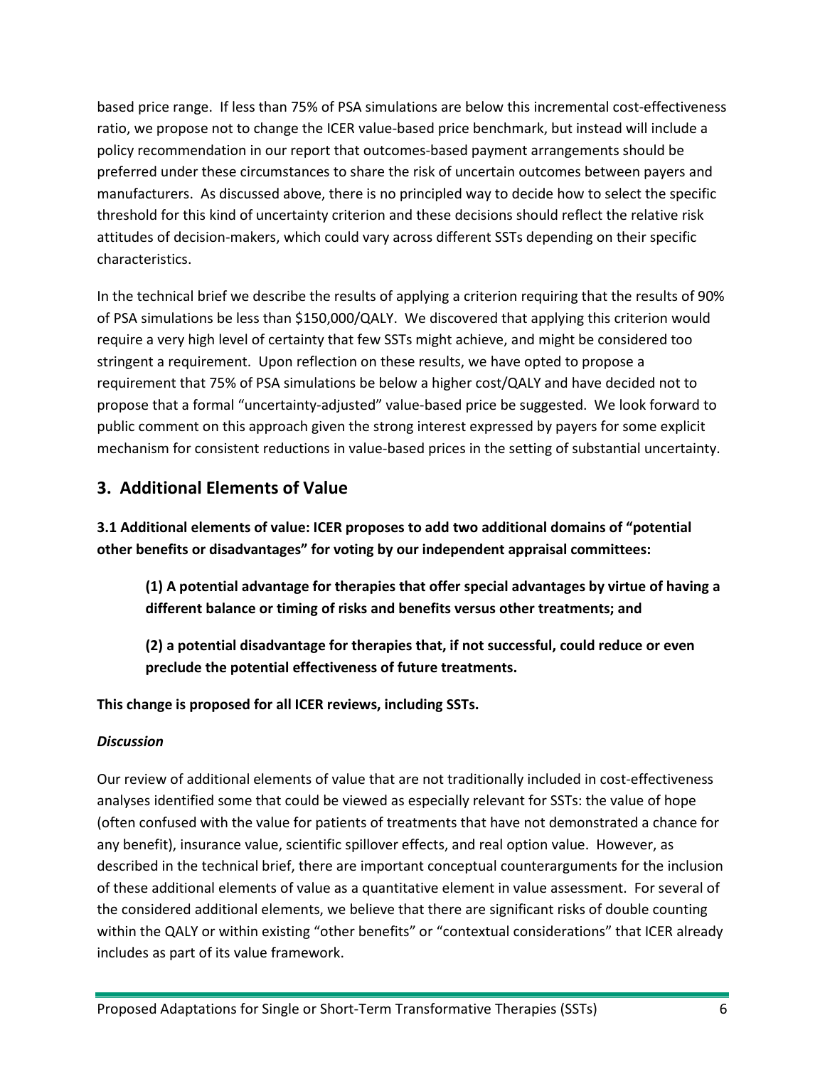based price range. If less than 75% of PSA simulations are below this incremental cost-effectiveness ratio, we propose not to change the ICER value-based price benchmark, but instead will include a policy recommendation in our report that outcomes-based payment arrangements should be preferred under these circumstances to share the risk of uncertain outcomes between payers and manufacturers. As discussed above, there is no principled way to decide how to select the specific threshold for this kind of uncertainty criterion and these decisions should reflect the relative risk attitudes of decision-makers, which could vary across different SSTs depending on their specific characteristics.

In the technical brief we describe the results of applying a criterion requiring that the results of 90% of PSA simulations be less than $150,000/QALY. We discovered that applying this criterion would require a very high level of certainty that few SSTs might achieve, and might be considered too stringent a requirement. Upon reflection on these results, we have opted to propose a requirement that 75% of PSA simulations be below a higher cost/QALY and have decided not to propose that a formal "uncertainty-adjusted" value-based price be suggested. We look forward to public comment on this approach given the strong interest expressed by payers for some explicit mechanism for consistent reductions in value-based prices in the setting of substantial uncertainty.

## 3. Additional Elements of Value

**3.1 Additional elements of value: ICER proposes to add two additional domains of "potential other benefits or disadvantages" for voting by our independent appraisal committees:**

> **(1) A potential advantage for therapies that offer special advantages by virtue of having a different balance or timing of risks and benefits versus other treatments; and**
>
> **(2) a potential disadvantage for therapies that, if not successful, could reduce or even preclude the potential effectiveness of future treatments.**

**This change is proposed for all ICER reviews, including SSTs.**

***Discussion***

Our review of additional elements of value that are not traditionally included in cost-effectiveness analyses identified some that could be viewed as especially relevant for SSTs: the value of hope (often confused with the value for patients of treatments that have not demonstrated a chance for any benefit), insurance value, scientific spillover effects, and real option value. However, as described in the technical brief, there are important conceptual counterarguments for the inclusion of these additional elements of value as a quantitative element in value assessment. For several of the considered additional elements, we believe that there are significant risks of double counting within the QALY or within existing "other benefits" or "contextual considerations" that ICER already includes as part of its value framework.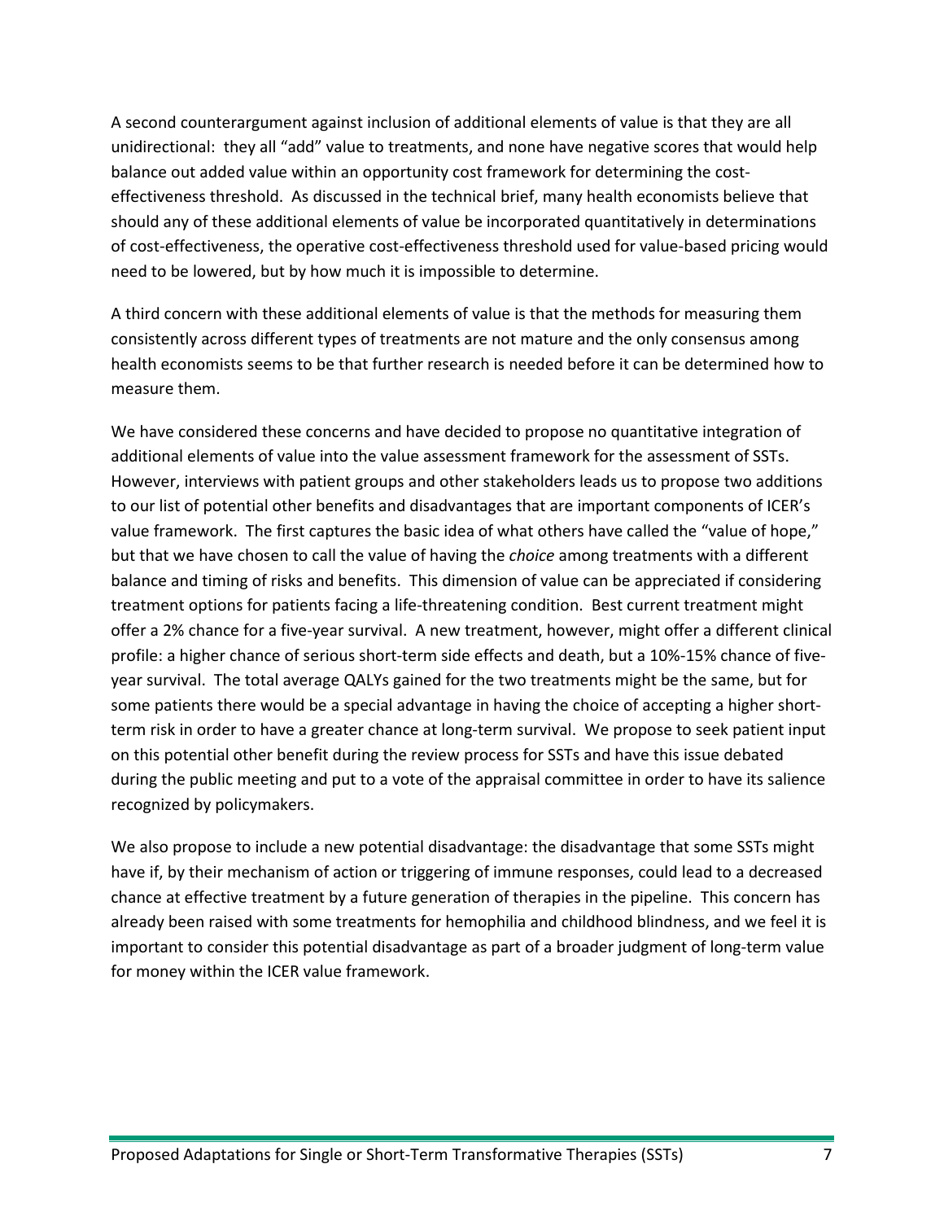A second counterargument against inclusion of additional elements of value is that they are all unidirectional: they all "add" value to treatments, and none have negative scores that would help balance out added value within an opportunity cost framework for determining the cost-effectiveness threshold. As discussed in the technical brief, many health economists believe that should any of these additional elements of value be incorporated quantitatively in determinations of cost-effectiveness, the operative cost-effectiveness threshold used for value-based pricing would need to be lowered, but by how much it is impossible to determine.

A third concern with these additional elements of value is that the methods for measuring them consistently across different types of treatments are not mature and the only consensus among health economists seems to be that further research is needed before it can be determined how to measure them.

We have considered these concerns and have decided to propose no quantitative integration of additional elements of value into the value assessment framework for the assessment of SSTs. However, interviews with patient groups and other stakeholders leads us to propose two additions to our list of potential other benefits and disadvantages that are important components of ICER's value framework. The first captures the basic idea of what others have called the "value of hope," but that we have chosen to call the value of having the *choice* among treatments with a different balance and timing of risks and benefits. This dimension of value can be appreciated if considering treatment options for patients facing a life-threatening condition. Best current treatment might offer a 2% chance for a five-year survival. A new treatment, however, might offer a different clinical profile: a higher chance of serious short-term side effects and death, but a 10%-15% chance of five-year survival. The total average QALYs gained for the two treatments might be the same, but for some patients there would be a special advantage in having the choice of accepting a higher short-term risk in order to have a greater chance at long-term survival. We propose to seek patient input on this potential other benefit during the review process for SSTs and have this issue debated during the public meeting and put to a vote of the appraisal committee in order to have its salience recognized by policymakers.

We also propose to include a new potential disadvantage: the disadvantage that some SSTs might have if, by their mechanism of action or triggering of immune responses, could lead to a decreased chance at effective treatment by a future generation of therapies in the pipeline. This concern has already been raised with some treatments for hemophilia and childhood blindness, and we feel it is important to consider this potential disadvantage as part of a broader judgment of long-term value for money within the ICER value framework.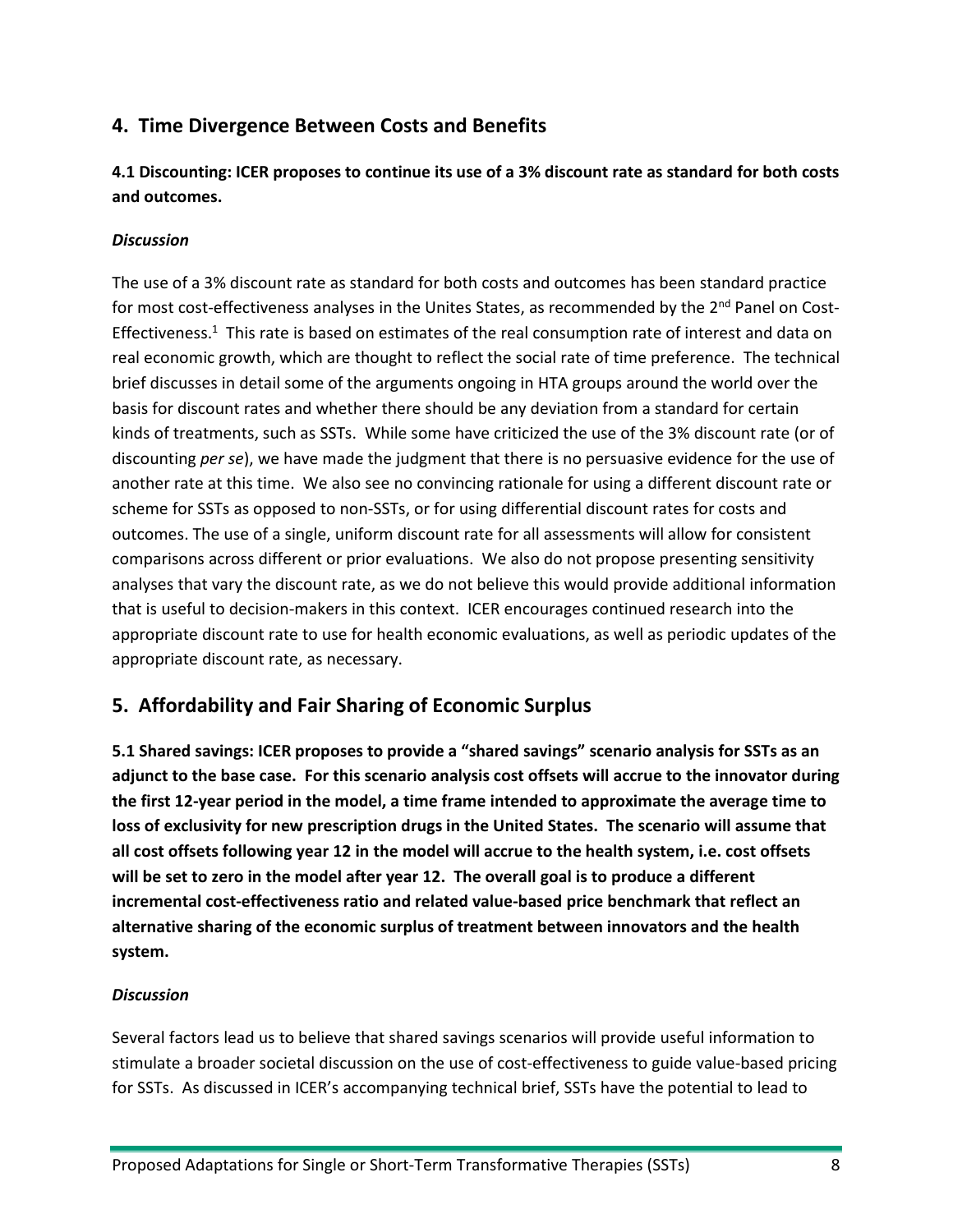## 4. Time Divergence Between Costs and Benefits

**4.1 Discounting: ICER proposes to continue its use of a 3% discount rate as standard for both costs and outcomes.**

***Discussion***

The use of a 3% discount rate as standard for both costs and outcomes has been standard practice for most cost-effectiveness analyses in the Unites States, as recommended by the 2nd Panel on Cost-Effectiveness.[1] This rate is based on estimates of the real consumption rate of interest and data on real economic growth, which are thought to reflect the social rate of time preference. The technical brief discusses in detail some of the arguments ongoing in HTA groups around the world over the basis for discount rates and whether there should be any deviation from a standard for certain kinds of treatments, such as SSTs. While some have criticized the use of the 3% discount rate (or of discounting *per se*), we have made the judgment that there is no persuasive evidence for the use of another rate at this time. We also see no convincing rationale for using a different discount rate or scheme for SSTs as opposed to non-SSTs, or for using differential discount rates for costs and outcomes. The use of a single, uniform discount rate for all assessments will allow for consistent comparisons across different or prior evaluations. We also do not propose presenting sensitivity analyses that vary the discount rate, as we do not believe this would provide additional information that is useful to decision-makers in this context. ICER encourages continued research into the appropriate discount rate to use for health economic evaluations, as well as periodic updates of the appropriate discount rate, as necessary.

## 5. Affordability and Fair Sharing of Economic Surplus

**5.1 Shared savings: ICER proposes to provide a "shared savings" scenario analysis for SSTs as an adjunct to the base case. For this scenario analysis cost offsets will accrue to the innovator during the first 12-year period in the model, a time frame intended to approximate the average time to loss of exclusivity for new prescription drugs in the United States. The scenario will assume that all cost offsets following year 12 in the model will accrue to the health system, i.e. cost offsets will be set to zero in the model after year 12. The overall goal is to produce a different incremental cost-effectiveness ratio and related value-based price benchmark that reflect an alternative sharing of the economic surplus of treatment between innovators and the health system.**

***Discussion***

Several factors lead us to believe that shared savings scenarios will provide useful information to stimulate a broader societal discussion on the use of cost-effectiveness to guide value-based pricing for SSTs. As discussed in ICER's accompanying technical brief, SSTs have the potential to lead to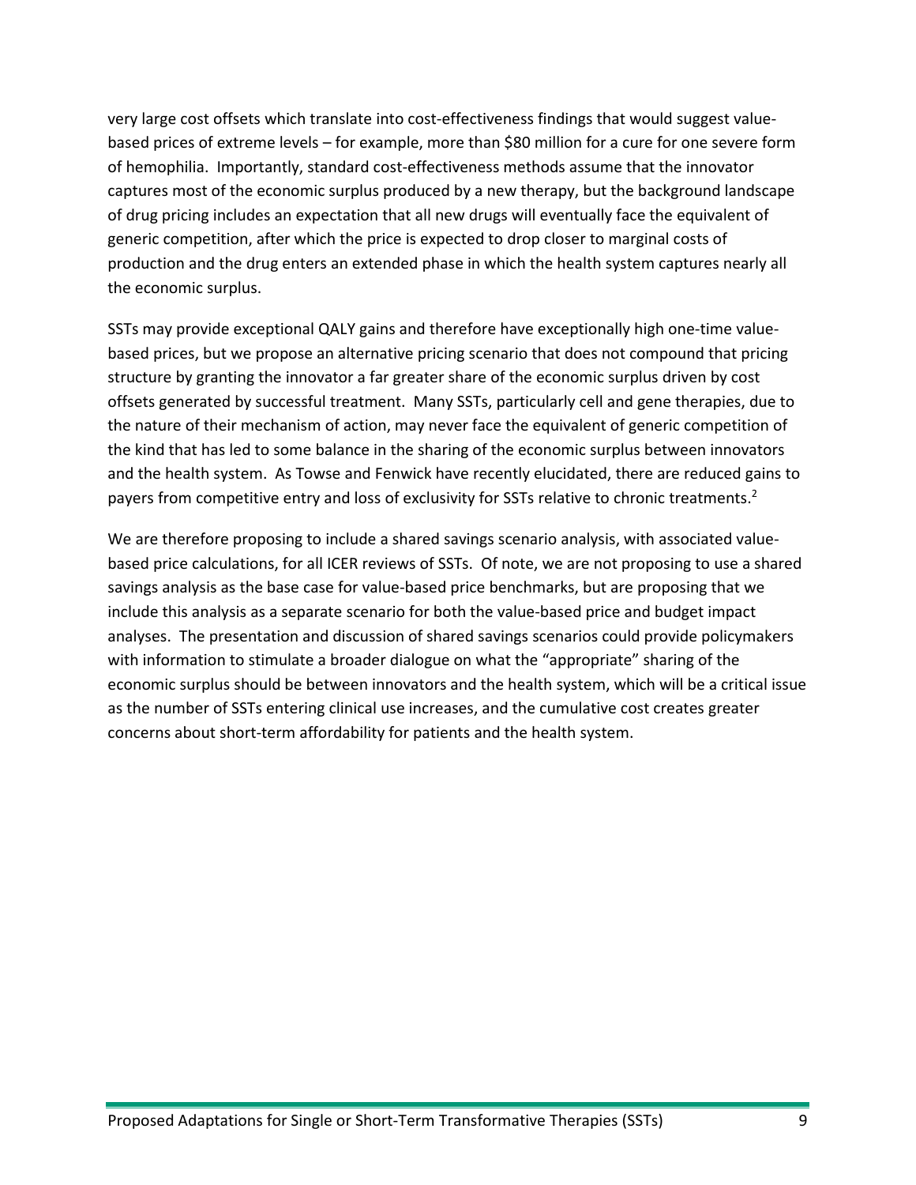very large cost offsets which translate into cost-effectiveness findings that would suggest value-based prices of extreme levels – for example, more than $80 million for a cure for one severe form of hemophilia. Importantly, standard cost-effectiveness methods assume that the innovator captures most of the economic surplus produced by a new therapy, but the background landscape of drug pricing includes an expectation that all new drugs will eventually face the equivalent of generic competition, after which the price is expected to drop closer to marginal costs of production and the drug enters an extended phase in which the health system captures nearly all the economic surplus.

SSTs may provide exceptional QALY gains and therefore have exceptionally high one-time value-based prices, but we propose an alternative pricing scenario that does not compound that pricing structure by granting the innovator a far greater share of the economic surplus driven by cost offsets generated by successful treatment. Many SSTs, particularly cell and gene therapies, due to the nature of their mechanism of action, may never face the equivalent of generic competition of the kind that has led to some balance in the sharing of the economic surplus between innovators and the health system. As Towse and Fenwick have recently elucidated, there are reduced gains to payers from competitive entry and loss of exclusivity for SSTs relative to chronic treatments.[2]

We are therefore proposing to include a shared savings scenario analysis, with associated value-based price calculations, for all ICER reviews of SSTs. Of note, we are not proposing to use a shared savings analysis as the base case for value-based price benchmarks, but are proposing that we include this analysis as a separate scenario for both the value-based price and budget impact analyses. The presentation and discussion of shared savings scenarios could provide policymakers with information to stimulate a broader dialogue on what the "appropriate" sharing of the economic surplus should be between innovators and the health system, which will be a critical issue as the number of SSTs entering clinical use increases, and the cumulative cost creates greater concerns about short-term affordability for patients and the health system.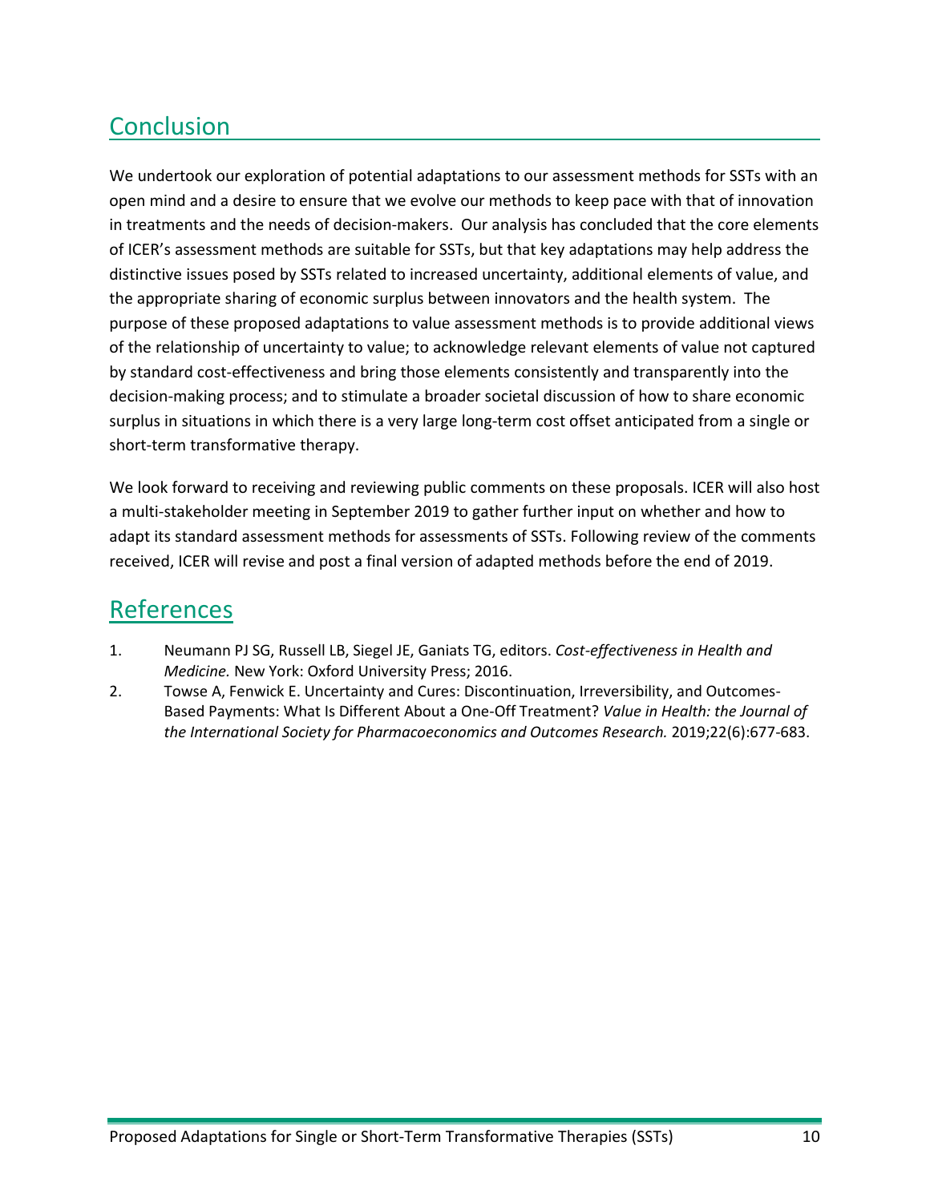## Conclusion

We undertook our exploration of potential adaptations to our assessment methods for SSTs with an open mind and a desire to ensure that we evolve our methods to keep pace with that of innovation in treatments and the needs of decision-makers. Our analysis has concluded that the core elements of ICER's assessment methods are suitable for SSTs, but that key adaptations may help address the distinctive issues posed by SSTs related to increased uncertainty, additional elements of value, and the appropriate sharing of economic surplus between innovators and the health system. The purpose of these proposed adaptations to value assessment methods is to provide additional views of the relationship of uncertainty to value; to acknowledge relevant elements of value not captured by standard cost-effectiveness and bring those elements consistently and transparently into the decision-making process; and to stimulate a broader societal discussion of how to share economic surplus in situations in which there is a very large long-term cost offset anticipated from a single or short-term transformative therapy.

We look forward to receiving and reviewing public comments on these proposals. ICER will also host a multi-stakeholder meeting in September 2019 to gather further input on whether and how to adapt its standard assessment methods for assessments of SSTs. Following review of the comments received, ICER will revise and post a final version of adapted methods before the end of 2019.

## References

1. Neumann PJ SG, Russell LB, Siegel JE, Ganiats TG, editors. *Cost-effectiveness in Health and Medicine.* New York: Oxford University Press; 2016.
2. Towse A, Fenwick E. Uncertainty and Cures: Discontinuation, Irreversibility, and Outcomes-Based Payments: What Is Different About a One-Off Treatment? *Value in Health: the Journal of the International Society for Pharmacoeconomics and Outcomes Research.* 2019;22(6):677-683.